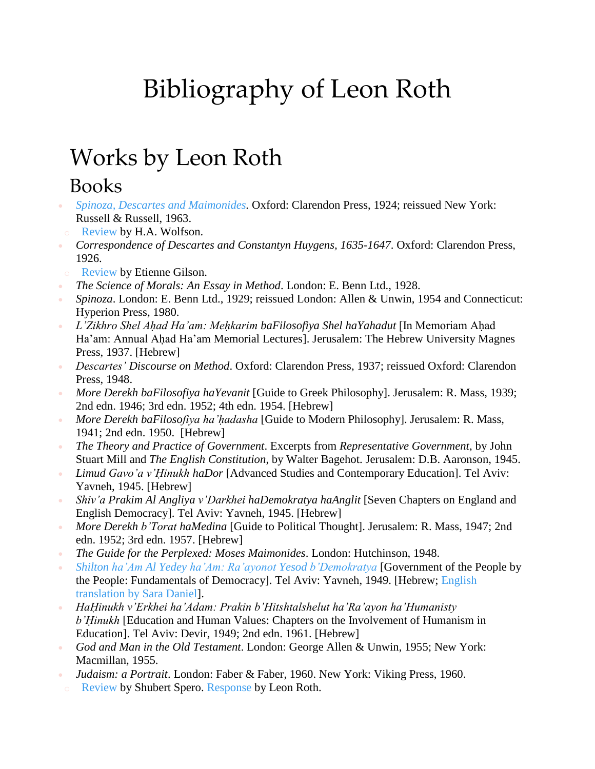# Bibliography of Leon Roth

## Works by Leon Roth

### Books

- *Spinoza, Descartes and Maimonides*. Oxford: Clarendon Press, 1924; reissued New York: Russell & Russell, 1963.
  - Review by H.A. Wolfson.
- *Correspondence of Descartes and Constantyn Huygens, 1635-1647*. Oxford: Clarendon Press, 1926.
  - Review by Etienne Gilson.
- *The Science of Morals: An Essay in Method*. London: E. Benn Ltd., 1928.
- *Spinoza*. London: E. Benn Ltd., 1929; reissued London: Allen & Unwin, 1954 and Connecticut: Hyperion Press, 1980.
- *L'Zikhro Shel Aḥad Ha'am: Meḥkarim baFilosofiya Shel haYahadut* [In Memoriam Aḥad Ha'am: Annual Aḥad Ha'am Memorial Lectures]. Jerusalem: The Hebrew University Magnes Press, 1937. [Hebrew]
- *Descartes' Discourse on Method*. Oxford: Clarendon Press, 1937; reissued Oxford: Clarendon Press, 1948.
- *More Derekh baFilosofiya haYevanit* [Guide to Greek Philosophy]. Jerusalem: R. Mass, 1939; 2nd edn. 1946; 3rd edn. 1952; 4th edn. 1954. [Hebrew]
- *More Derekh baFilosofiya ha'ḥadasha* [Guide to Modern Philosophy]. Jerusalem: R. Mass, 1941; 2nd edn. 1950. [Hebrew]
- *The Theory and Practice of Government*. Excerpts from *Representative Government*, by John Stuart Mill and *The English Constitution*, by Walter Bagehot. Jerusalem: D.B. Aaronson, 1945.
- *Limud Gavo'a v'Ḥinukh haDor* [Advanced Studies and Contemporary Education]. Tel Aviv: Yavneh, 1945. [Hebrew]
- *Shiv'a Prakim Al Angliya v'Darkhei haDemokratya haAnglit* [Seven Chapters on England and English Democracy]. Tel Aviv: Yavneh, 1945. [Hebrew]
- *More Derekh b'Torat haMedina* [Guide to Political Thought]. Jerusalem: R. Mass, 1947; 2nd edn. 1952; 3rd edn. 1957. [Hebrew]
- *The Guide for the Perplexed: Moses Maimonides*. London: Hutchinson, 1948.
- *Shilton ha'Am Al Yedey ha'Am: Ra'ayonot Yesod b'Demokratya* [Government of the People by the People: Fundamentals of Democracy]. Tel Aviv: Yavneh, 1949. [Hebrew; English translation by Sara Daniel].
- *HaḤinukh v'Erkhei ha'Adam: Prakin b'Hitshtalshelut ha'Ra'ayon ha'Humanisty b'Ḥinukh* [Education and Human Values: Chapters on the Involvement of Humanism in Education]. Tel Aviv: Devir, 1949; 2nd edn. 1961. [Hebrew]
- *God and Man in the Old Testament*. London: George Allen & Unwin, 1955; New York: Macmillan, 1955.
- *Judaism: a Portrait*. London: Faber & Faber, 1960. New York: Viking Press, 1960.
  - Review by Shubert Spero. Response by Leon Roth.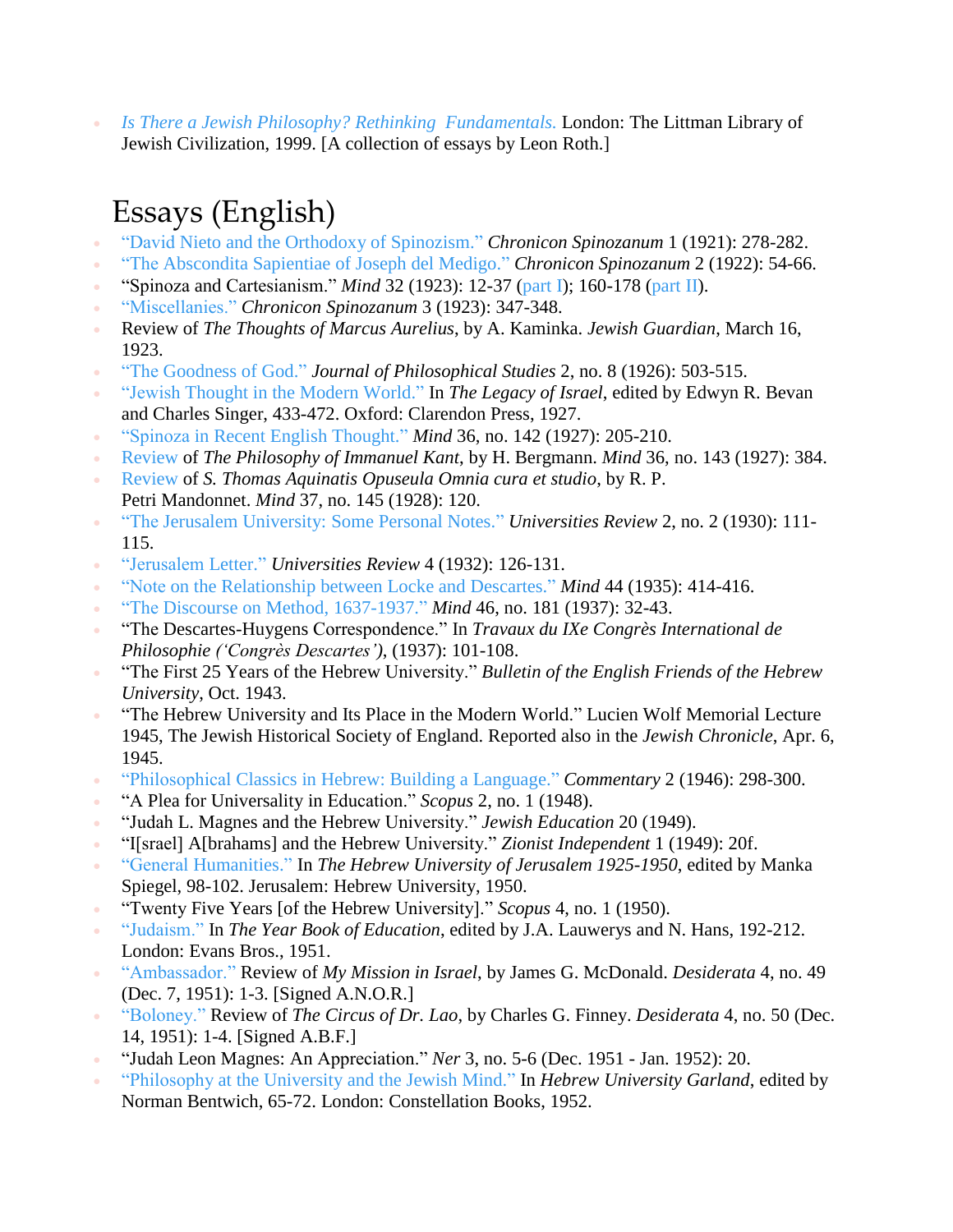- *Is There a Jewish Philosophy? Rethinking Fundamentals.* London: The Littman Library of Jewish Civilization, 1999. [A collection of essays by Leon Roth.]

## Essays (English)

- "David Nieto and the Orthodoxy of Spinozism." *Chronicon Spinozanum* 1 (1921): 278-282.
- "The Abscondita Sapientiae of Joseph del Medigo." *Chronicon Spinozanum* 2 (1922): 54-66.
- "Spinoza and Cartesianism." *Mind* 32 (1923): 12-37 (part I); 160-178 (part II).
- "Miscellanies." *Chronicon Spinozanum* 3 (1923): 347-348.
- Review of *The Thoughts of Marcus Aurelius*, by A. Kaminka. *Jewish Guardian*, March 16, 1923.
- "The Goodness of God." *Journal of Philosophical Studies* 2, no. 8 (1926): 503-515.
- "Jewish Thought in the Modern World." In *The Legacy of Israel*, edited by Edwyn R. Bevan and Charles Singer, 433-472. Oxford: Clarendon Press, 1927.
- "Spinoza in Recent English Thought." *Mind* 36, no. 142 (1927): 205-210.
- Review of *The Philosophy of Immanuel Kant*, by H. Bergmann. *Mind* 36, no. 143 (1927): 384.
- Review of *S. Thomas Aquinatis Opuseula Omnia cura et studio*, by R. P. Petri Mandonnet. *Mind* 37, no. 145 (1928): 120.
- "The Jerusalem University: Some Personal Notes." *Universities Review* 2, no. 2 (1930): 111-115.
- "Jerusalem Letter." *Universities Review* 4 (1932): 126-131.
- "Note on the Relationship between Locke and Descartes." *Mind* 44 (1935): 414-416.
- "The Discourse on Method, 1637-1937." *Mind* 46, no. 181 (1937): 32-43.
- "The Descartes-Huygens Correspondence." In *Travaux du IXe Congrès International de Philosophie ('Congrès Descartes')*, (1937): 101-108.
- "The First 25 Years of the Hebrew University." *Bulletin of the English Friends of the Hebrew University*, Oct. 1943.
- "The Hebrew University and Its Place in the Modern World." Lucien Wolf Memorial Lecture 1945, The Jewish Historical Society of England. Reported also in the *Jewish Chronicle*, Apr. 6, 1945.
- "Philosophical Classics in Hebrew: Building a Language." *Commentary* 2 (1946): 298-300.
- "A Plea for Universality in Education." *Scopus* 2, no. 1 (1948).
- "Judah L. Magnes and the Hebrew University." *Jewish Education* 20 (1949).
- "I[srael] A[brahams] and the Hebrew University." *Zionist Independent* 1 (1949): 20f.
- "General Humanities." In *The Hebrew University of Jerusalem 1925-1950*, edited by Manka Spiegel, 98-102. Jerusalem: Hebrew University, 1950.
- "Twenty Five Years [of the Hebrew University]." *Scopus* 4, no. 1 (1950).
- "Judaism." In *The Year Book of Education*, edited by J.A. Lauwerys and N. Hans, 192-212. London: Evans Bros., 1951.
- "Ambassador." Review of *My Mission in Israel*, by James G. McDonald. *Desiderata* 4, no. 49 (Dec. 7, 1951): 1-3. [Signed A.N.O.R.]
- "Boloney." Review of *The Circus of Dr. Lao*, by Charles G. Finney. *Desiderata* 4, no. 50 (Dec. 14, 1951): 1-4. [Signed A.B.F.]
- "Judah Leon Magnes: An Appreciation." *Ner* 3, no. 5-6 (Dec. 1951 - Jan. 1952): 20.
- "Philosophy at the University and the Jewish Mind." In *Hebrew University Garland*, edited by Norman Bentwich, 65-72. London: Constellation Books, 1952.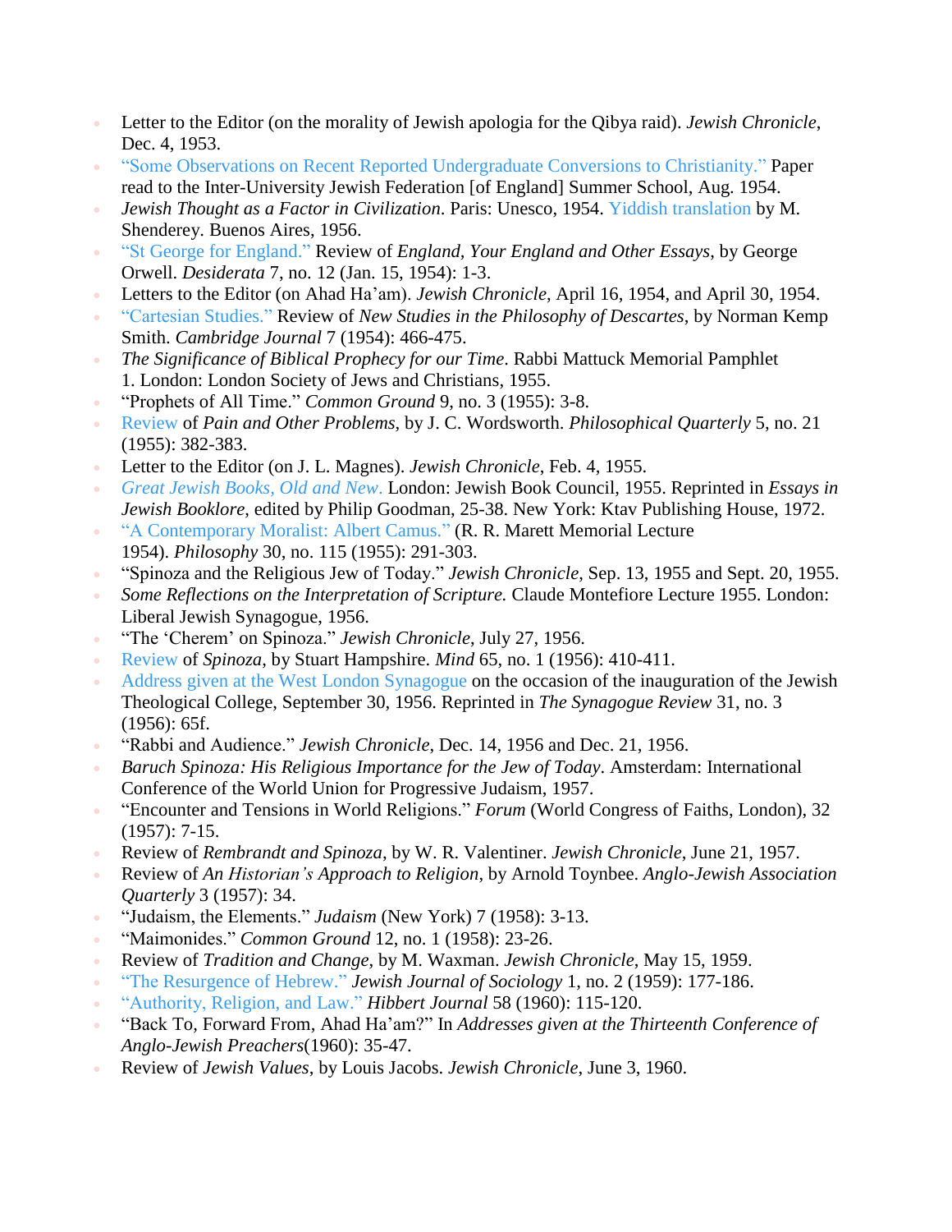- Letter to the Editor (on the morality of Jewish apologia for the Qibya raid). *Jewish Chronicle*, Dec. 4, 1953.
- "Some Observations on Recent Reported Undergraduate Conversions to Christianity." Paper read to the Inter-University Jewish Federation [of England] Summer School, Aug. 1954.
- *Jewish Thought as a Factor in Civilization*. Paris: Unesco, 1954. Yiddish translation by M. Shenderey. Buenos Aires, 1956.
- "St George for England." Review of *England, Your England and Other Essays*, by George Orwell. *Desiderata* 7, no. 12 (Jan. 15, 1954): 1-3.
- Letters to the Editor (on Ahad Ha'am). *Jewish Chronicle*, April 16, 1954, and April 30, 1954.
- "Cartesian Studies." Review of *New Studies in the Philosophy of Descartes*, by Norman Kemp Smith. *Cambridge Journal* 7 (1954): 466-475.
- *The Significance of Biblical Prophecy for our Time*. Rabbi Mattuck Memorial Pamphlet 1. London: London Society of Jews and Christians, 1955.
- "Prophets of All Time." *Common Ground* 9, no. 3 (1955): 3-8.
- Review of *Pain and Other Problems*, by J. C. Wordsworth. *Philosophical Quarterly* 5, no. 21 (1955): 382-383.
- Letter to the Editor (on J. L. Magnes). *Jewish Chronicle*, Feb. 4, 1955.
- *Great Jewish Books, Old and New*. London: Jewish Book Council, 1955. Reprinted in *Essays in Jewish Booklore*, edited by Philip Goodman, 25-38. New York: Ktav Publishing House, 1972.
- "A Contemporary Moralist: Albert Camus." (R. R. Marett Memorial Lecture 1954). *Philosophy* 30, no. 115 (1955): 291-303.
- "Spinoza and the Religious Jew of Today." *Jewish Chronicle*, Sep. 13, 1955 and Sept. 20, 1955.
- *Some Reflections on the Interpretation of Scripture.* Claude Montefiore Lecture 1955. London: Liberal Jewish Synagogue, 1956.
- "The 'Cherem' on Spinoza." *Jewish Chronicle*, July 27, 1956.
- Review of *Spinoza*, by Stuart Hampshire. *Mind* 65, no. 1 (1956): 410-411.
- Address given at the West London Synagogue on the occasion of the inauguration of the Jewish Theological College, September 30, 1956. Reprinted in *The Synagogue Review* 31, no. 3 (1956): 65f.
- "Rabbi and Audience." *Jewish Chronicle*, Dec. 14, 1956 and Dec. 21, 1956.
- *Baruch Spinoza: His Religious Importance for the Jew of Today*. Amsterdam: International Conference of the World Union for Progressive Judaism, 1957.
- "Encounter and Tensions in World Religions." *Forum* (World Congress of Faiths, London), 32 (1957): 7-15.
- Review of *Rembrandt and Spinoza*, by W. R. Valentiner. *Jewish Chronicle*, June 21, 1957.
- Review of *An Historian's Approach to Religion*, by Arnold Toynbee. *Anglo-Jewish Association Quarterly* 3 (1957): 34.
- "Judaism, the Elements." *Judaism* (New York) 7 (1958): 3-13.
- "Maimonides." *Common Ground* 12, no. 1 (1958): 23-26.
- Review of *Tradition and Change*, by M. Waxman. *Jewish Chronicle*, May 15, 1959.
- "The Resurgence of Hebrew." *Jewish Journal of Sociology* 1, no. 2 (1959): 177-186.
- "Authority, Religion, and Law." *Hibbert Journal* 58 (1960): 115-120.
- "Back To, Forward From, Ahad Ha'am?" In *Addresses given at the Thirteenth Conference of Anglo-Jewish Preachers*(1960): 35-47.
- Review of *Jewish Values*, by Louis Jacobs. *Jewish Chronicle*, June 3, 1960.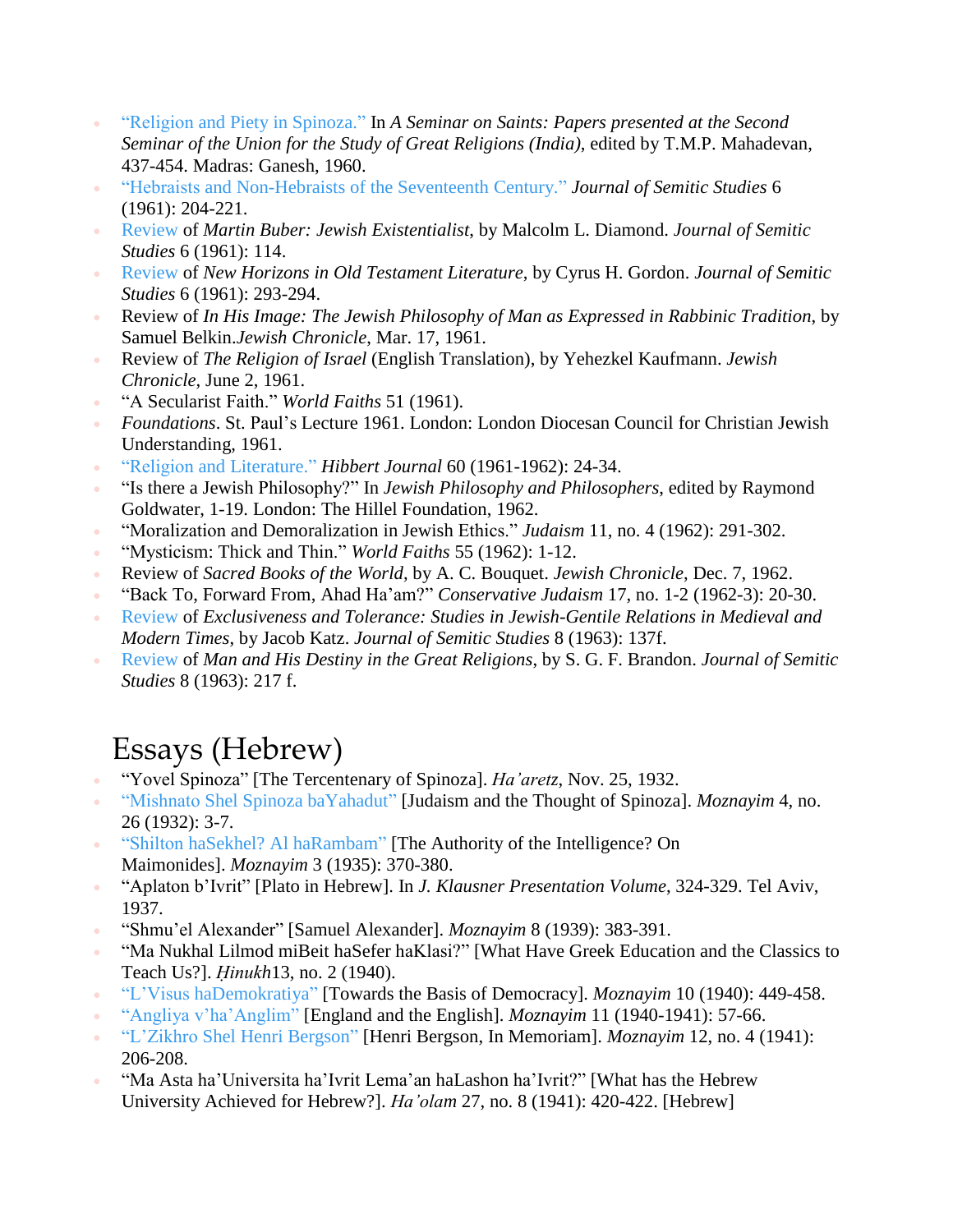- "Religion and Piety in Spinoza." In *A Seminar on Saints: Papers presented at the Second Seminar of the Union for the Study of Great Religions (India)*, edited by T.M.P. Mahadevan, 437-454. Madras: Ganesh, 1960.
- "Hebraists and Non-Hebraists of the Seventeenth Century." *Journal of Semitic Studies* 6 (1961): 204-221.
- Review of *Martin Buber: Jewish Existentialist*, by Malcolm L. Diamond. *Journal of Semitic Studies* 6 (1961): 114.
- Review of *New Horizons in Old Testament Literature*, by Cyrus H. Gordon. *Journal of Semitic Studies* 6 (1961): 293-294.
- Review of *In His Image: The Jewish Philosophy of Man as Expressed in Rabbinic Tradition*, by Samuel Belkin.*Jewish Chronicle*, Mar. 17, 1961.
- Review of *The Religion of Israel* (English Translation), by Yehezkel Kaufmann. *Jewish Chronicle*, June 2, 1961.
- "A Secularist Faith." *World Faiths* 51 (1961).
- *Foundations*. St. Paul's Lecture 1961. London: London Diocesan Council for Christian Jewish Understanding, 1961.
- "Religion and Literature." *Hibbert Journal* 60 (1961-1962): 24-34.
- "Is there a Jewish Philosophy?" In *Jewish Philosophy and Philosophers*, edited by Raymond Goldwater, 1-19. London: The Hillel Foundation, 1962.
- "Moralization and Demoralization in Jewish Ethics." *Judaism* 11, no. 4 (1962): 291-302.
- "Mysticism: Thick and Thin." *World Faiths* 55 (1962): 1-12.
- Review of *Sacred Books of the World*, by A. C. Bouquet. *Jewish Chronicle*, Dec. 7, 1962.
- "Back To, Forward From, Ahad Ha'am?" *Conservative Judaism* 17, no. 1-2 (1962-3): 20-30.
- Review of *Exclusiveness and Tolerance: Studies in Jewish-Gentile Relations in Medieval and Modern Times*, by Jacob Katz. *Journal of Semitic Studies* 8 (1963): 137f.
- Review of *Man and His Destiny in the Great Religions*, by S. G. F. Brandon. *Journal of Semitic Studies* 8 (1963): 217 f.

# Essays (Hebrew)

- "Yovel Spinoza" [The Tercentenary of Spinoza]. *Ha'aretz*, Nov. 25, 1932.
- "Mishnato Shel Spinoza baYahadut" [Judaism and the Thought of Spinoza]. *Moznayim* 4, no. 26 (1932): 3-7.
- "Shilton haSekhel? Al haRambam" [The Authority of the Intelligence? On Maimonides]. *Moznayim* 3 (1935): 370-380.
- "Aplaton b'Ivrit" [Plato in Hebrew]. In *J. Klausner Presentation Volume*, 324-329. Tel Aviv, 1937.
- "Shmu'el Alexander" [Samuel Alexander]. *Moznayim* 8 (1939): 383-391.
- "Ma Nukhal Lilmod miBeit haSefer haKlasi?" [What Have Greek Education and the Classics to Teach Us?]. *Ḥinukh*13, no. 2 (1940).
- "L'Visus haDemokratiya" [Towards the Basis of Democracy]. *Moznayim* 10 (1940): 449-458.
- "Angliya v'ha'Anglim" [England and the English]. *Moznayim* 11 (1940-1941): 57-66.
- "L'Zikhro Shel Henri Bergson" [Henri Bergson, In Memoriam]. *Moznayim* 12, no. 4 (1941): 206-208.
- "Ma Asta ha'Universita ha'Ivrit Lema'an haLashon ha'Ivrit?" [What has the Hebrew University Achieved for Hebrew?]. *Ha'olam* 27, no. 8 (1941): 420-422. [Hebrew]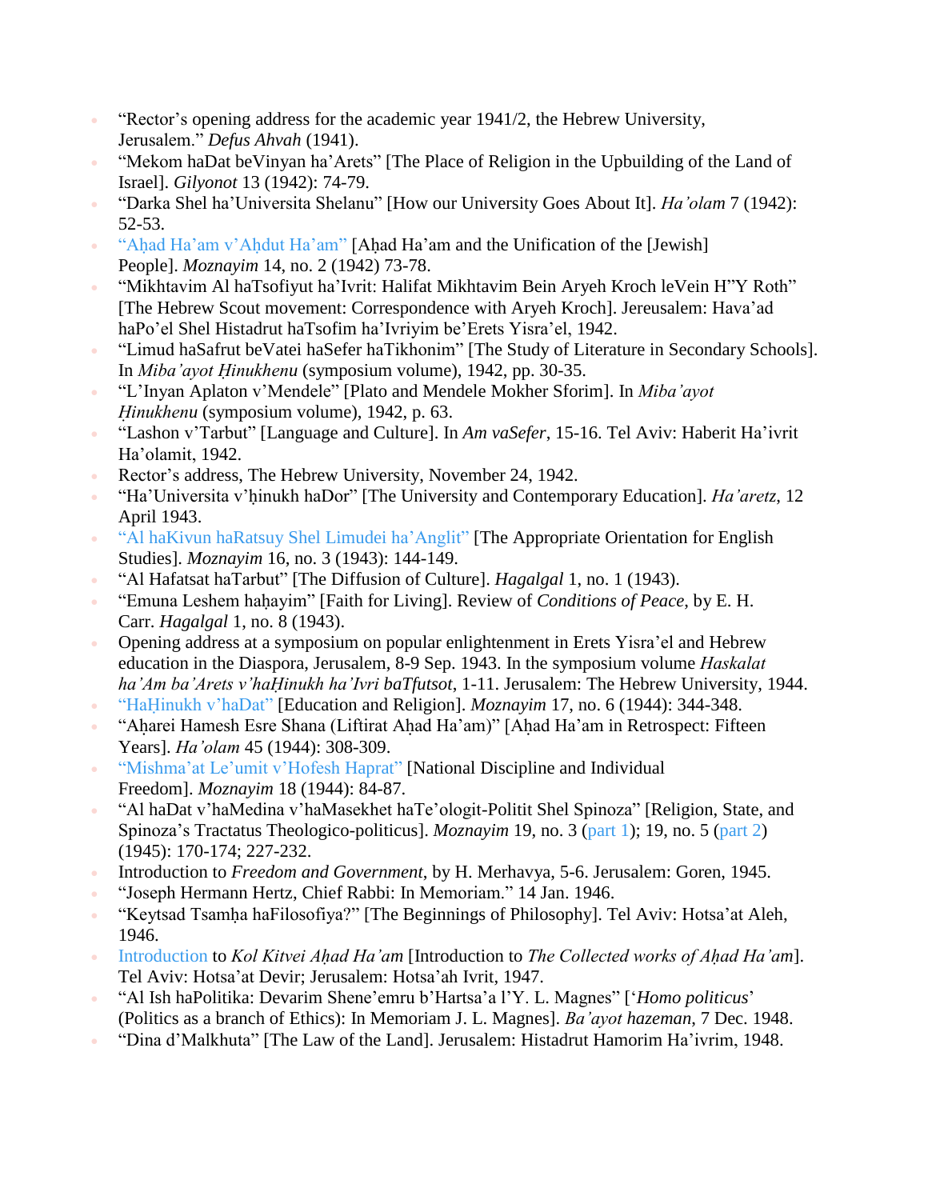- “Rector’s opening address for the academic year 1941/2, the Hebrew University, Jerusalem.” *Defus Ahvah* (1941).
- “Mekom haDat beVinyan ha’Arets” [The Place of Religion in the Upbuilding of the Land of Israel]. *Gilyonot* 13 (1942): 74-79.
- “Darka Shel ha’Universita Shelanu” [How our University Goes About It]. *Ha’olam* 7 (1942): 52-53.
- “Aḥad Ha’am v’Aḥdut Ha’am” [Aḥad Ha’am and the Unification of the [Jewish] People]. *Moznayim* 14, no. 2 (1942) 73-78.
- “Mikhtavim Al haTsofiyut ha’Ivrit: Halifat Mikhtavim Bein Aryeh Kroch leVein H”Y Roth” [The Hebrew Scout movement: Correspondence with Aryeh Kroch]. Jereusalem: Hava’ad haPo’el Shel Histadrut haTsofim ha’Ivriyim be’Erets Yisra’el, 1942.
- “Limud haSafrut beVatei haSefer haTikhonim” [The Study of Literature in Secondary Schools]. In *Miba’ayot Ḥinukhenu* (symposium volume), 1942, pp. 30-35.
- “L’Inyan Aplaton v’Mendele” [Plato and Mendele Mokher Sforim]. In *Miba’ayot Ḥinukhenu* (symposium volume), 1942, p. 63.
- “Lashon v’Tarbut” [Language and Culture]. In *Am vaSefer*, 15-16. Tel Aviv: Haberit Ha’ivrit Ha’olamit, 1942.
- Rector’s address, The Hebrew University, November 24, 1942.
- “Ha’Universita v’ḥinukh haDor” [The University and Contemporary Education]. *Ha’aretz*, 12 April 1943.
- “Al haKivun haRatsuy Shel Limudei ha’Anglit” [The Appropriate Orientation for English Studies]. *Moznayim* 16, no. 3 (1943): 144-149.
- “Al Hafatsat haTarbut” [The Diffusion of Culture]. *Hagalgal* 1, no. 1 (1943).
- “Emuna Leshem haḥayim” [Faith for Living]. Review of *Conditions of Peace*, by E. H. Carr. *Hagalgal* 1, no. 8 (1943).
- Opening address at a symposium on popular enlightenment in Erets Yisra’el and Hebrew education in the Diaspora, Jerusalem, 8-9 Sep. 1943. In the symposium volume *Haskalat ha’Am ba’Arets v’haḤinukh ha’Ivri baTfutsot*, 1-11. Jerusalem: The Hebrew University, 1944.
- “HaḤinukh v’haDat” [Education and Religion]. *Moznayim* 17, no. 6 (1944): 344-348.
- “Aḥarei Hamesh Esre Shana (Liftirat Aḥad Ha’am)” [Aḥad Ha’am in Retrospect: Fifteen Years]. *Ha’olam* 45 (1944): 308-309.
- “Mishma’at Le’umit v’Hofesh Haprat” [National Discipline and Individual Freedom]. *Moznayim* 18 (1944): 84-87.
- “Al haDat v’haMedina v’haMasekhet haTe’ologit-Politit Shel Spinoza” [Religion, State, and Spinoza’s Tractatus Theologico-politicus]. *Moznayim* 19, no. 3 (part 1); 19, no. 5 (part 2) (1945): 170-174; 227-232.
- Introduction to *Freedom and Government*, by H. Merhavya, 5-6. Jerusalem: Goren, 1945.
- “Joseph Hermann Hertz, Chief Rabbi: In Memoriam.” 14 Jan. 1946.
- “Keytsad Tsamḥa haFilosofiya?” [The Beginnings of Philosophy]. Tel Aviv: Hotsa’at Aleh, 1946.
- Introduction to *Kol Kitvei Aḥad Ha’am* [Introduction to *The Collected works of Aḥad Ha’am*]. Tel Aviv: Hotsa’at Devir; Jerusalem: Hotsa’ah Ivrit, 1947.
- “Al Ish haPolitika: Devarim Shene’emru b’Hartsa’a l’Y. L. Magnes” [‘*Homo politicus*’ (Politics as a branch of Ethics): In Memoriam J. L. Magnes]. *Ba’ayot hazeman*, 7 Dec. 1948.
- “Dina d’Malkhuta” [The Law of the Land]. Jerusalem: Histadrut Hamorim Ha’ivrim, 1948.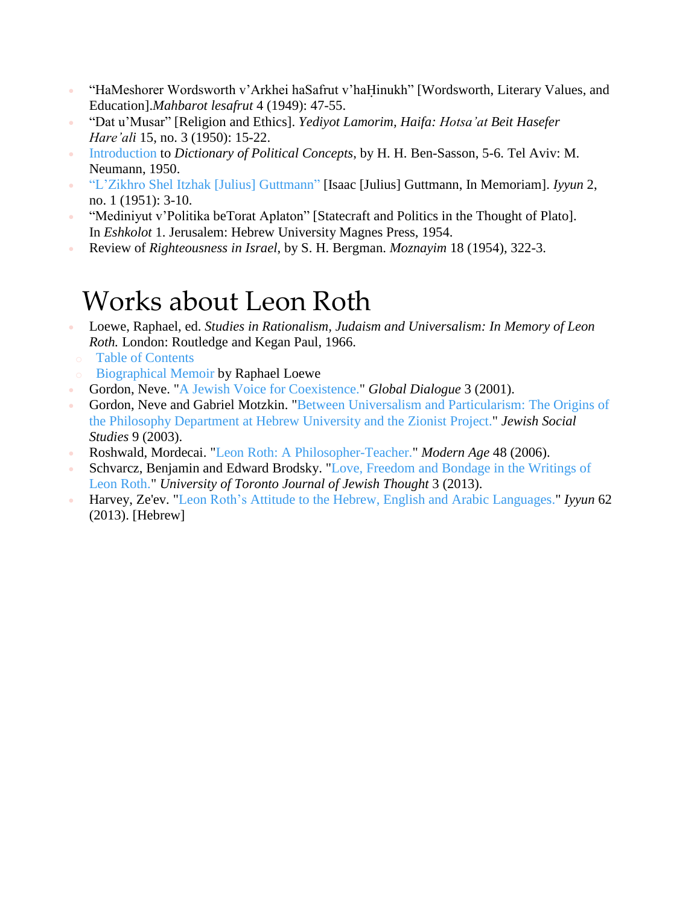- “HaMeshorer Wordsworth v’Arkhei haSafrut v’haḤinukh” [Wordsworth, Literary Values, and Education].*Mahbarot lesafrut* 4 (1949): 47-55.
- “Dat u’Musar” [Religion and Ethics]. *Yediyot Lamorim, Haifa: Hotsa’at Beit Hasefer Hare’ali* 15, no. 3 (1950): 15-22.
- Introduction to *Dictionary of Political Concepts*, by H. H. Ben-Sasson, 5-6. Tel Aviv: M. Neumann, 1950.
- “L’Zikhro Shel Itzhak [Julius] Guttmann” [Isaac [Julius] Guttmann, In Memoriam]. *Iyyun* 2, no. 1 (1951): 3-10.
- “Mediniyut v’Politika beTorat Aplaton” [Statecraft and Politics in the Thought of Plato]. In *Eshkolot* 1. Jerusalem: Hebrew University Magnes Press, 1954.
- Review of *Righteousness in Israel*, by S. H. Bergman. *Moznayim* 18 (1954), 322-3.

# Works about Leon Roth

- Loewe, Raphael, ed. *Studies in Rationalism, Judaism and Universalism: In Memory of Leon Roth.* London: Routledge and Kegan Paul, 1966.
  - Table of Contents
  - Biographical Memoir by Raphael Loewe
- Gordon, Neve. "A Jewish Voice for Coexistence." *Global Dialogue* 3 (2001).
- Gordon, Neve and Gabriel Motzkin. "Between Universalism and Particularism: The Origins of the Philosophy Department at Hebrew University and the Zionist Project." *Jewish Social Studies* 9 (2003).
- Roshwald, Mordecai. "Leon Roth: A Philosopher-Teacher." *Modern Age* 48 (2006).
- Schvarcz, Benjamin and Edward Brodsky. "Love, Freedom and Bondage in the Writings of Leon Roth." *University of Toronto Journal of Jewish Thought* 3 (2013).
- Harvey, Ze'ev. "Leon Roth’s Attitude to the Hebrew, English and Arabic Languages." *Iyyun* 62 (2013). [Hebrew]